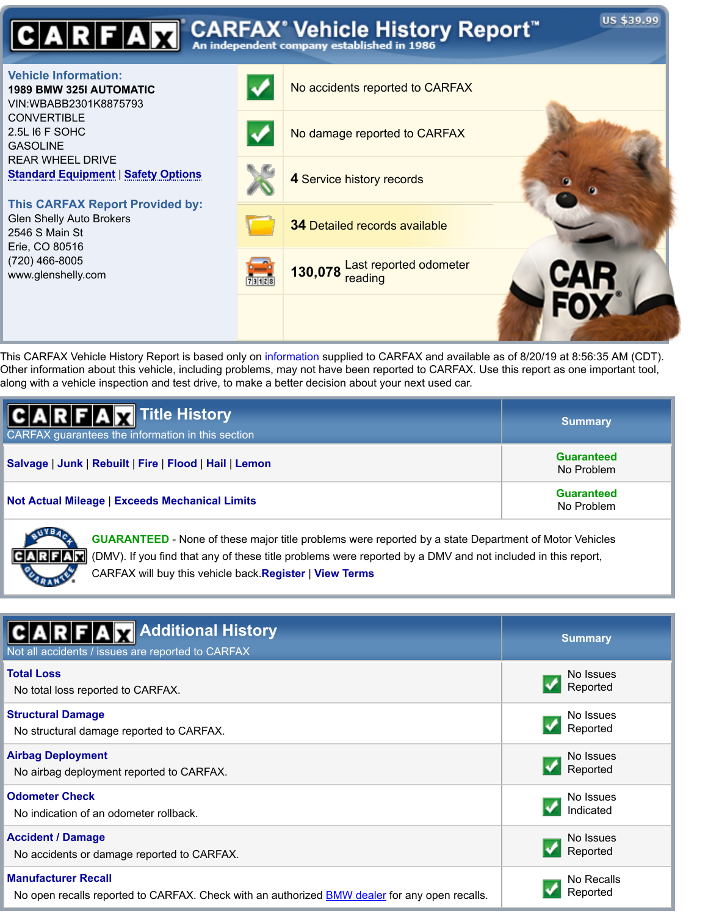# CARFAX Vehicle History Report™

An independent company established in 1986

US $39.99

**Vehicle Information:**

**1989 BMW 325I AUTOMATIC**
VIN:WBABB2301K8875793
CONVERTIBLE
2.5L I6 F SOHC
GASOLINE
REAR WHEEL DRIVE
Standard Equipment | Safety Options

**This CARFAX Report Provided by:**

Glen Shelly Auto Brokers
2546 S Main St
Erie, CO 80516
(720) 466-8005
www.glenshelly.com

- No accidents reported to CARFAX
- No damage reported to CARFAX
- **4** Service history records
- **34** Detailed records available
- **130,078** Last reported odometer reading

This CARFAX Vehicle History Report is based only on information supplied to CARFAX and available as of 8/20/19 at 8:56:35 AM (CDT). Other information about this vehicle, including problems, may not have been reported to CARFAX. Use this report as one important tool, along with a vehicle inspection and test drive, to make a better decision about your next used car.

## Title History

CARFAX guarantees the information in this section

| Title History | Summary |
|---|---|
| Salvage \| Junk \| Rebuilt \| Fire \| Flood \| Hail \| Lemon | Guaranteed No Problem |
| Not Actual Mileage \| Exceeds Mechanical Limits | Guaranteed No Problem |

**GUARANTEED** - None of these major title problems were reported by a state Department of Motor Vehicles (DMV). If you find that any of these title problems were reported by a DMV and not included in this report, CARFAX will buy this vehicle back. Register | View Terms

## Additional History

Not all accidents / issues are reported to CARFAX

| Additional History | Summary |
|---|---|
| **Total Loss** No total loss reported to CARFAX. | No Issues Reported |
| **Structural Damage** No structural damage reported to CARFAX. | No Issues Reported |
| **Airbag Deployment** No airbag deployment reported to CARFAX. | No Issues Reported |
| **Odometer Check** No indication of an odometer rollback. | No Issues Indicated |
| **Accident / Damage** No accidents or damage reported to CARFAX. | No Issues Reported |
| **Manufacturer Recall** No open recalls reported to CARFAX. Check with an authorized BMW dealer for any open recalls. | No Recalls Reported |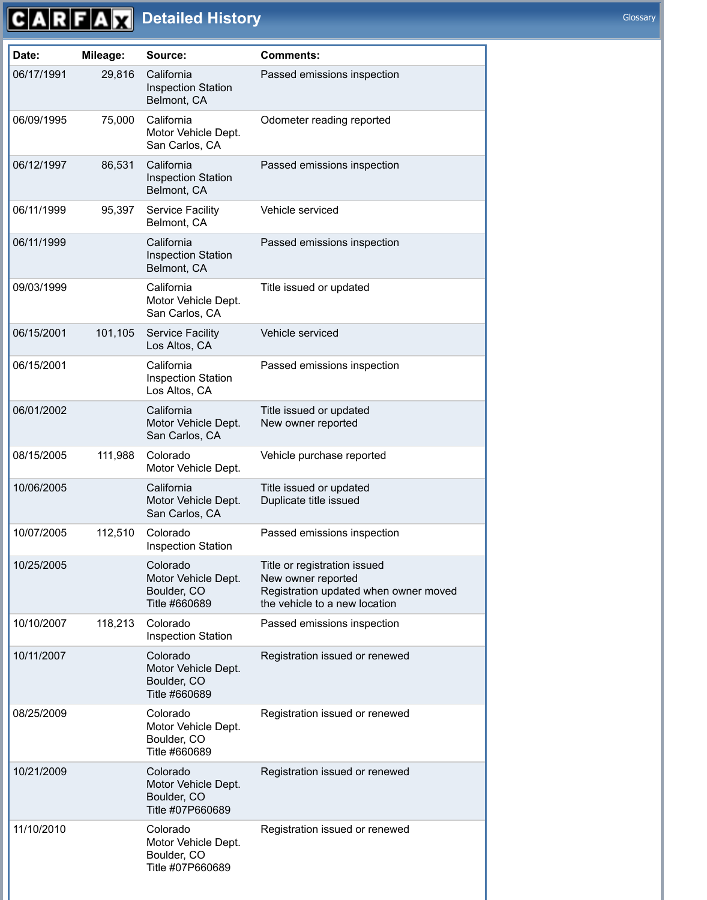# CARFAX Detailed History

Glossary

| Date: | Mileage: | Source: | Comments: |
|---|---|---|---|
| 06/17/1991 | 29,816 | California Inspection Station Belmont, CA | Passed emissions inspection |
| 06/09/1995 | 75,000 | California Motor Vehicle Dept. San Carlos, CA | Odometer reading reported |
| 06/12/1997 | 86,531 | California Inspection Station Belmont, CA | Passed emissions inspection |
| 06/11/1999 | 95,397 | Service Facility Belmont, CA | Vehicle serviced |
| 06/11/1999 | | California Inspection Station Belmont, CA | Passed emissions inspection |
| 09/03/1999 | | California Motor Vehicle Dept. San Carlos, CA | Title issued or updated |
| 06/15/2001 | 101,105 | Service Facility Los Altos, CA | Vehicle serviced |
| 06/15/2001 | | California Inspection Station Los Altos, CA | Passed emissions inspection |
| 06/01/2002 | | California Motor Vehicle Dept. San Carlos, CA | Title issued or updated<br>New owner reported |
| 08/15/2005 | 111,988 | Colorado Motor Vehicle Dept. | Vehicle purchase reported |
| 10/06/2005 | | California Motor Vehicle Dept. San Carlos, CA | Title issued or updated<br>Duplicate title issued |
| 10/07/2005 | 112,510 | Colorado Inspection Station | Passed emissions inspection |
| 10/25/2005 | | Colorado Motor Vehicle Dept. Boulder, CO Title #660689 | Title or registration issued<br>New owner reported<br>Registration updated when owner moved the vehicle to a new location |
| 10/10/2007 | 118,213 | Colorado Inspection Station | Passed emissions inspection |
| 10/11/2007 | | Colorado Motor Vehicle Dept. Boulder, CO Title #660689 | Registration issued or renewed |
| 08/25/2009 | | Colorado Motor Vehicle Dept. Boulder, CO Title #660689 | Registration issued or renewed |
| 10/21/2009 | | Colorado Motor Vehicle Dept. Boulder, CO Title #07P660689 | Registration issued or renewed |
| 11/10/2010 | | Colorado Motor Vehicle Dept. Boulder, CO Title #07P660689 | Registration issued or renewed |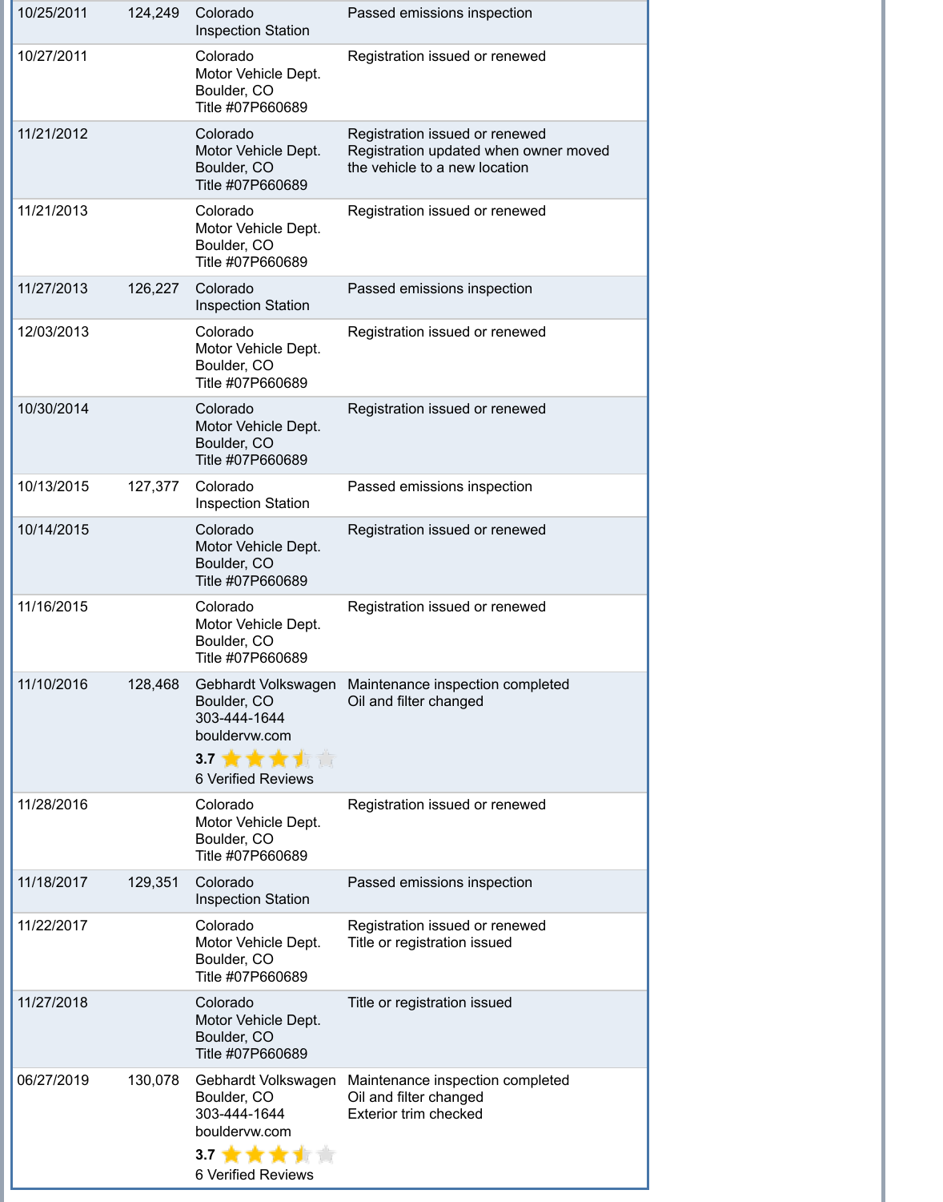| | | | |
|---|---|---|---|
| 10/25/2011 | 124,249 | Colorado Inspection Station | Passed emissions inspection |
| 10/27/2011 | | Colorado Motor Vehicle Dept. Boulder, CO Title #07P660689 | Registration issued or renewed |
| 11/21/2012 | | Colorado Motor Vehicle Dept. Boulder, CO Title #07P660689 | Registration issued or renewed Registration updated when owner moved the vehicle to a new location |
| 11/21/2013 | | Colorado Motor Vehicle Dept. Boulder, CO Title #07P660689 | Registration issued or renewed |
| 11/27/2013 | 126,227 | Colorado Inspection Station | Passed emissions inspection |
| 12/03/2013 | | Colorado Motor Vehicle Dept. Boulder, CO Title #07P660689 | Registration issued or renewed |
| 10/30/2014 | | Colorado Motor Vehicle Dept. Boulder, CO Title #07P660689 | Registration issued or renewed |
| 10/13/2015 | 127,377 | Colorado Inspection Station | Passed emissions inspection |
| 10/14/2015 | | Colorado Motor Vehicle Dept. Boulder, CO Title #07P660689 | Registration issued or renewed |
| 11/16/2015 | | Colorado Motor Vehicle Dept. Boulder, CO Title #07P660689 | Registration issued or renewed |
| 11/10/2016 | 128,468 | Gebhardt Volkswagen Boulder, CO 303-444-1644 bouldervw.com 3.7 6 Verified Reviews | Maintenance inspection completed Oil and filter changed |
| 11/28/2016 | | Colorado Motor Vehicle Dept. Boulder, CO Title #07P660689 | Registration issued or renewed |
| 11/18/2017 | 129,351 | Colorado Inspection Station | Passed emissions inspection |
| 11/22/2017 | | Colorado Motor Vehicle Dept. Boulder, CO Title #07P660689 | Registration issued or renewed Title or registration issued |
| 11/27/2018 | | Colorado Motor Vehicle Dept. Boulder, CO Title #07P660689 | Title or registration issued |
| 06/27/2019 | 130,078 | Gebhardt Volkswagen Boulder, CO 303-444-1644 bouldervw.com 3.7 6 Verified Reviews | Maintenance inspection completed Oil and filter changed Exterior trim checked |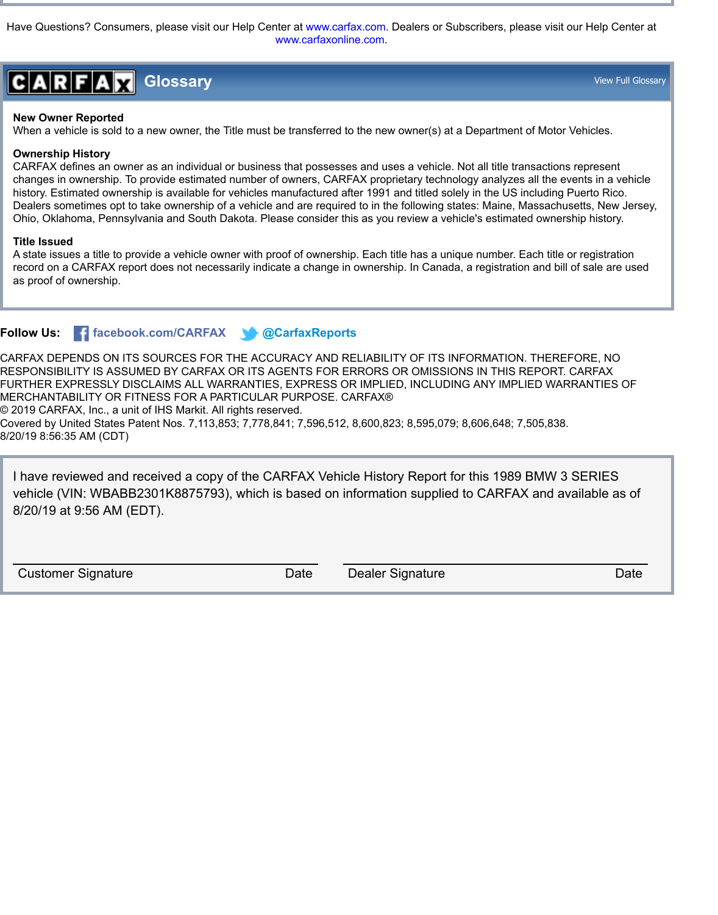Have Questions? Consumers, please visit our Help Center at www.carfax.com. Dealers or Subscribers, please visit our Help Center at www.carfaxonline.com.

## CARFAX Glossary

View Full Glossary

**New Owner Reported**
When a vehicle is sold to a new owner, the Title must be transferred to the new owner(s) at a Department of Motor Vehicles.

**Ownership History**
CARFAX defines an owner as an individual or business that possesses and uses a vehicle. Not all title transactions represent changes in ownership. To provide estimated number of owners, CARFAX proprietary technology analyzes all the events in a vehicle history. Estimated ownership is available for vehicles manufactured after 1991 and titled solely in the US including Puerto Rico. Dealers sometimes opt to take ownership of a vehicle and are required to in the following states: Maine, Massachusetts, New Jersey, Ohio, Oklahoma, Pennsylvania and South Dakota. Please consider this as you review a vehicle's estimated ownership history.

**Title Issued**
A state issues a title to provide a vehicle owner with proof of ownership. Each title has a unique number. Each title or registration record on a CARFAX report does not necessarily indicate a change in ownership. In Canada, a registration and bill of sale are used as proof of ownership.

**Follow Us:** facebook.com/CARFAX @CarfaxReports

CARFAX DEPENDS ON ITS SOURCES FOR THE ACCURACY AND RELIABILITY OF ITS INFORMATION. THEREFORE, NO RESPONSIBILITY IS ASSUMED BY CARFAX OR ITS AGENTS FOR ERRORS OR OMISSIONS IN THIS REPORT. CARFAX FURTHER EXPRESSLY DISCLAIMS ALL WARRANTIES, EXPRESS OR IMPLIED, INCLUDING ANY IMPLIED WARRANTIES OF MERCHANTABILITY OR FITNESS FOR A PARTICULAR PURPOSE. CARFAX®
© 2019 CARFAX, Inc., a unit of IHS Markit. All rights reserved.
Covered by United States Patent Nos. 7,113,853; 7,778,841; 7,596,512, 8,600,823; 8,595,079; 8,606,648; 7,505,838.
8/20/19 8:56:35 AM (CDT)

I have reviewed and received a copy of the CARFAX Vehicle History Report for this 1989 BMW 3 SERIES vehicle (VIN: WBABB2301K8875793), which is based on information supplied to CARFAX and available as of 8/20/19 at 9:56 AM (EDT).

Customer Signature ____________________ Date ________

Dealer Signature ____________________ Date ________